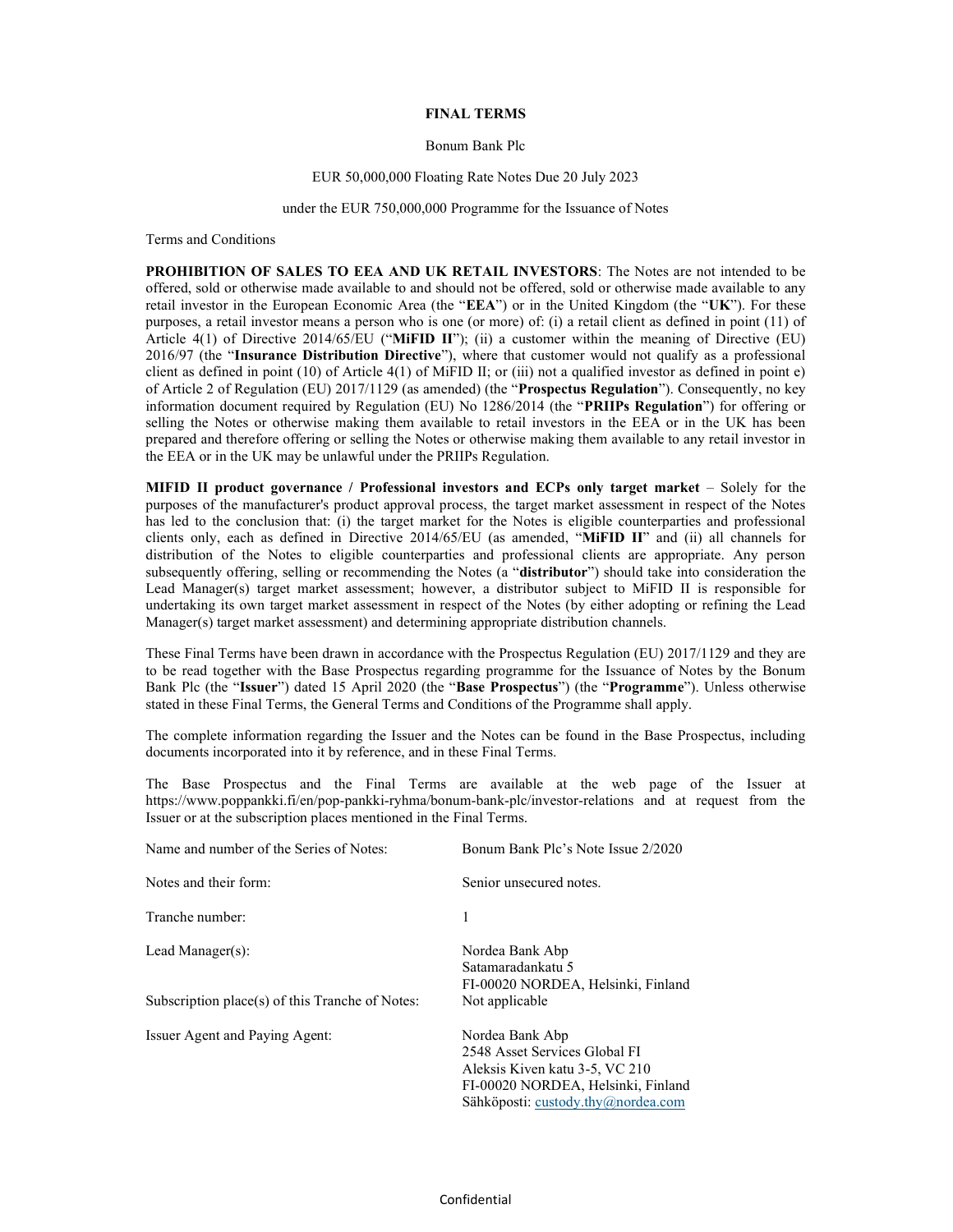# FINAL TERMS

Bonum Bank Plc

EUR 50,000,000 Floating Rate Notes Due 20 July 2023

under the EUR 750,000,000 Programme for the Issuance of Notes

Terms and Conditions

**PROHIBITION OF SALES TO EEA AND UK RETAIL INVESTORS**: The Notes are not intended to be offered, sold or otherwise made available to and should not be offered, sold or otherwise made available to any retail investor in the European Economic Area (the "**EEA**") or in the United Kingdom (the "**UK**"). For these purposes, a retail investor means a person who is one (or more) of: (i) a retail client as defined in point (11) of Article 4(1) of Directive 2014/65/EU ("**MiFID II**"); (ii) a customer within the meaning of Directive (EU) 2016/97 (the "**Insurance Distribution Directive**"), where that customer would not qualify as a professional client as defined in point (10) of Article 4(1) of MiFID II; or (iii) not a qualified investor as defined in point e) of Article 2 of Regulation (EU) 2017/1129 (as amended) (the "**Prospectus Regulation**"). Consequently, no key information document required by Regulation (EU) No 1286/2014 (the "**PRIIPs Regulation**") for offering or selling the Notes or otherwise making them available to retail investors in the EEA or in the UK has been prepared and therefore offering or selling the Notes or otherwise making them available to any retail investor in the EEA or in the UK may be unlawful under the PRIIPs Regulation.

**MIFID II product governance / Professional investors and ECPs only target market** – Solely for the purposes of the manufacturer's product approval process, the target market assessment in respect of the Notes has led to the conclusion that: (i) the target market for the Notes is eligible counterparties and professional clients only, each as defined in Directive 2014/65/EU (as amended, "**MiFID II**" and (ii) all channels for distribution of the Notes to eligible counterparties and professional clients are appropriate. Any person subsequently offering, selling or recommending the Notes (a "**distributor**") should take into consideration the Lead Manager(s) target market assessment; however, a distributor subject to MiFID II is responsible for undertaking its own target market assessment in respect of the Notes (by either adopting or refining the Lead Manager(s) target market assessment) and determining appropriate distribution channels.

These Final Terms have been drawn in accordance with the Prospectus Regulation (EU) 2017/1129 and they are to be read together with the Base Prospectus regarding programme for the Issuance of Notes by the Bonum Bank Plc (the "**Issuer**") dated 15 April 2020 (the "**Base Prospectus**") (the "**Programme**"). Unless otherwise stated in these Final Terms, the General Terms and Conditions of the Programme shall apply.

The complete information regarding the Issuer and the Notes can be found in the Base Prospectus, including documents incorporated into it by reference, and in these Final Terms.

The Base Prospectus and the Final Terms are available at the web page of the Issuer at https://www.poppankki.fi/en/pop-pankki-ryhma/bonum-bank-plc/investor-relations and at request from the Issuer or at the subscription places mentioned in the Final Terms.

| | |
|---|---|
| Name and number of the Series of Notes: | Bonum Bank Plc's Note Issue 2/2020 |
| Notes and their form: | Senior unsecured notes. |
| Tranche number: | 1 |
| Lead Manager(s): | Nordea Bank Abp<br>Satamaradankatu 5<br>FI-00020 NORDEA, Helsinki, Finland |
| Subscription place(s) of this Tranche of Notes: | Not applicable |
| Issuer Agent and Paying Agent: | Nordea Bank Abp<br>2548 Asset Services Global FI<br>Aleksis Kiven katu 3-5, VC 210<br>FI-00020 NORDEA, Helsinki, Finland<br>Sähköposti: custody.thy@nordea.com |

Confidential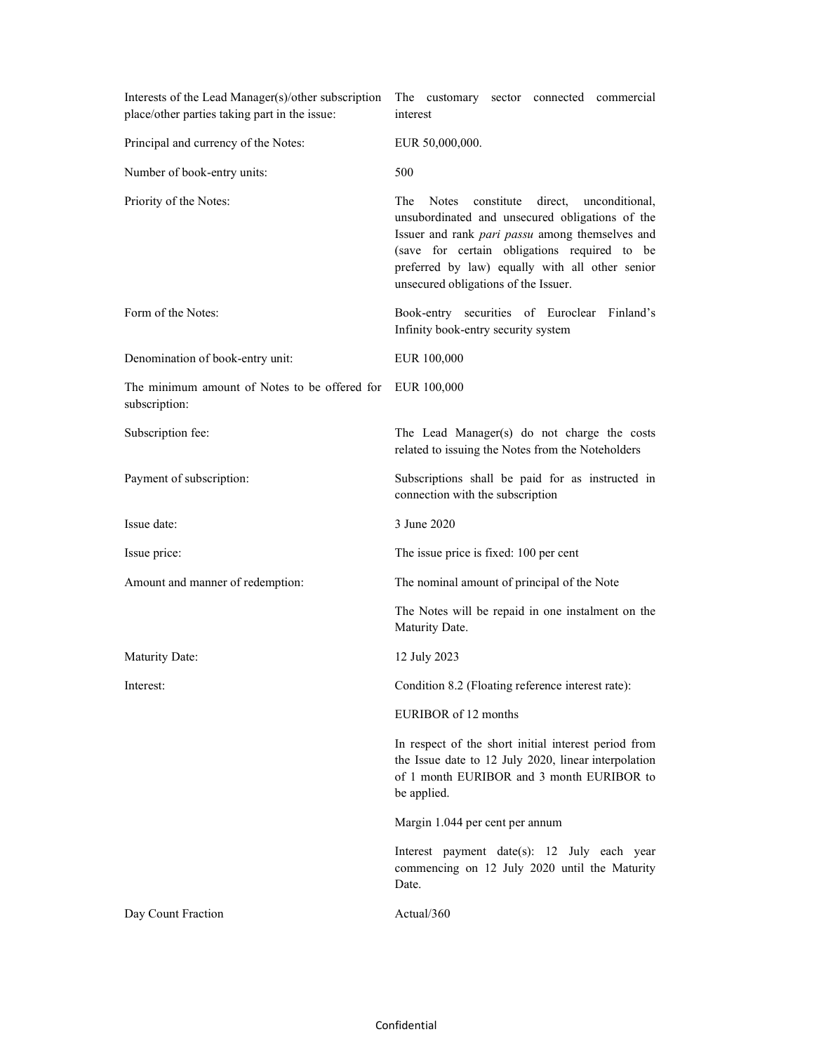| | |
|---|---|
| Interests of the Lead Manager(s)/other subscription place/other parties taking part in the issue: | The customary sector connected commercial interest |
| Principal and currency of the Notes: | EUR 50,000,000. |
| Number of book-entry units: | 500 |
| Priority of the Notes: | The Notes constitute direct, unconditional, unsubordinated and unsecured obligations of the Issuer and rank *pari passu* among themselves and (save for certain obligations required to be preferred by law) equally with all other senior unsecured obligations of the Issuer. |
| Form of the Notes: | Book-entry securities of Euroclear Finland's Infinity book-entry security system |
| Denomination of book-entry unit: | EUR 100,000 |
| The minimum amount of Notes to be offered for subscription: | EUR 100,000 |
| Subscription fee: | The Lead Manager(s) do not charge the costs related to issuing the Notes from the Noteholders |
| Payment of subscription: | Subscriptions shall be paid for as instructed in connection with the subscription |
| Issue date: | 3 June 2020 |
| Issue price: | The issue price is fixed: 100 per cent |
| Amount and manner of redemption: | The nominal amount of principal of the Note<br><br>The Notes will be repaid in one instalment on the Maturity Date. |
| Maturity Date: | 12 July 2023 |
| Interest: | Condition 8.2 (Floating reference interest rate):<br><br>EURIBOR of 12 months<br><br>In respect of the short initial interest period from the Issue date to 12 July 2020, linear interpolation of 1 month EURIBOR and 3 month EURIBOR to be applied.<br><br>Margin 1.044 per cent per annum<br><br>Interest payment date(s): 12 July each year commencing on 12 July 2020 until the Maturity Date. |
| Day Count Fraction | Actual/360 |

Confidential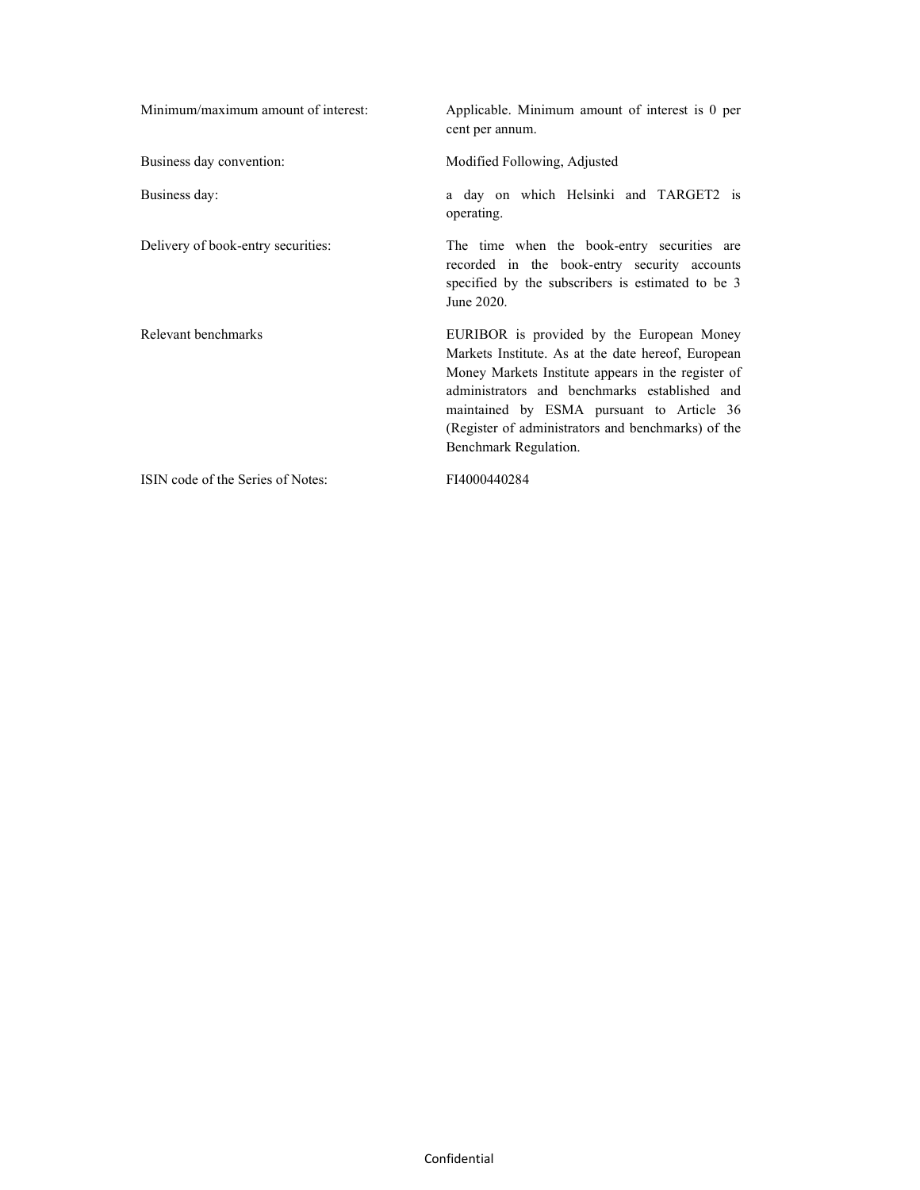| | |
|---|---|
| Minimum/maximum amount of interest: | Applicable. Minimum amount of interest is 0 per cent per annum. |
| Business day convention: | Modified Following, Adjusted |
| Business day: | a day on which Helsinki and TARGET2 is operating. |
| Delivery of book-entry securities: | The time when the book-entry securities are recorded in the book-entry security accounts specified by the subscribers is estimated to be 3 June 2020. |
| Relevant benchmarks | EURIBOR is provided by the European Money Markets Institute. As at the date hereof, European Money Markets Institute appears in the register of administrators and benchmarks established and maintained by ESMA pursuant to Article 36 (Register of administrators and benchmarks) of the Benchmark Regulation. |
| ISIN code of the Series of Notes: | FI4000440284 |

Confidential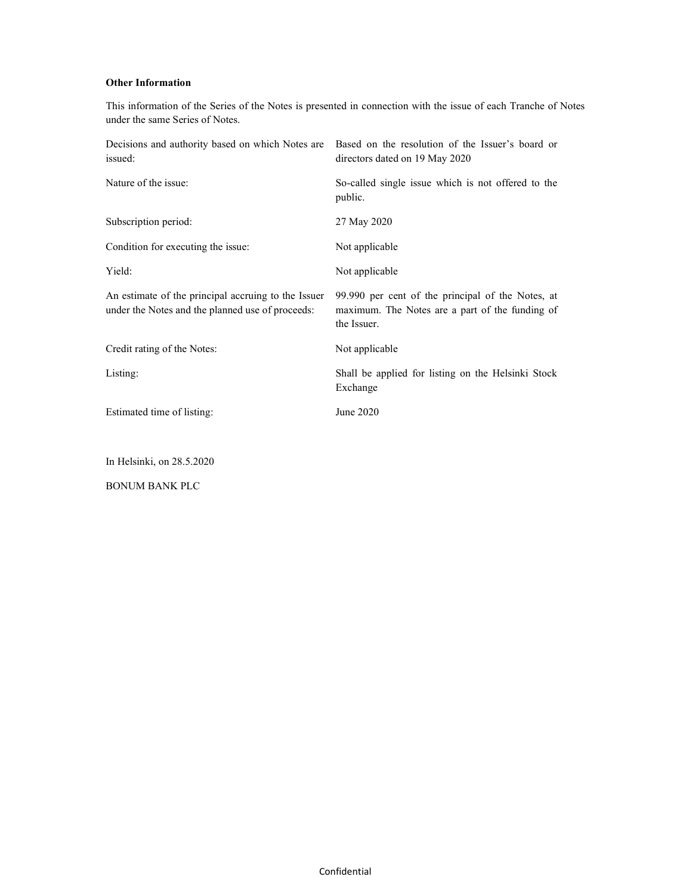**Other Information**

This information of the Series of the Notes is presented in connection with the issue of each Tranche of Notes under the same Series of Notes.

| | |
|---|---|
| Decisions and authority based on which Notes are issued: | Based on the resolution of the Issuer's board or directors dated on 19 May 2020 |
| Nature of the issue: | So-called single issue which is not offered to the public. |
| Subscription period: | 27 May 2020 |
| Condition for executing the issue: | Not applicable |
| Yield: | Not applicable |
| An estimate of the principal accruing to the Issuer under the Notes and the planned use of proceeds: | 99.990 per cent of the principal of the Notes, at maximum. The Notes are a part of the funding of the Issuer. |
| Credit rating of the Notes: | Not applicable |
| Listing: | Shall be applied for listing on the Helsinki Stock Exchange |
| Estimated time of listing: | June 2020 |

In Helsinki, on 28.5.2020

BONUM BANK PLC

Confidential